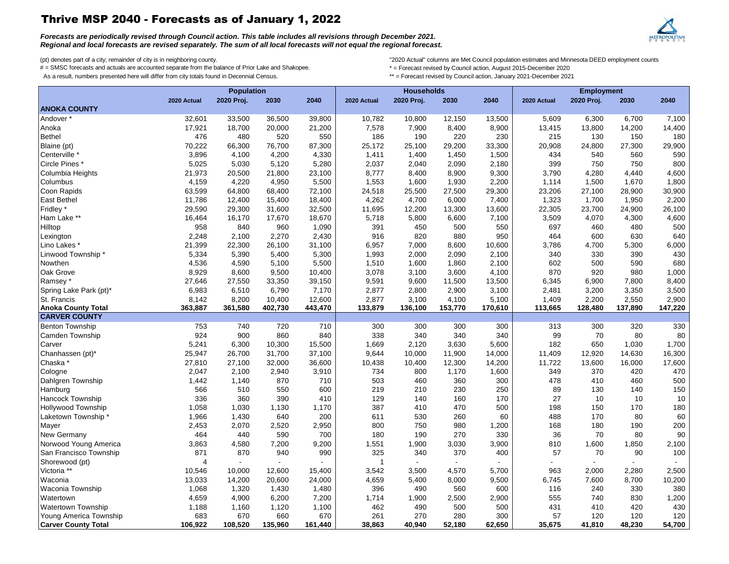# Thrive MSP 2040 - Forecasts as of January 1, 2022

***Forecasts are periodically revised through Council action. This table includes all revisions through December 2021.***
***Regional and local forecasts are revised separately. The sum of all local forecasts will not equal the regional forecast.***

(pt) denotes part of a city; remainder of city is in neighboring county.
# = SMSC forecasts and actuals are accounted separate from the balance of Prior Lake and Shakopee.
As a result, numbers presented here will differ from city totals found in Decennial Census.

"2020 Actual" columns are Met Council population estimates and Minnesota DEED employment counts
* = Forecast revised by Council action, August 2015-December 2020
** = Forecast revised by Council action, January 2021-December 2021

| | Population | | | | Households | | | | Employment | | | |
|---|---|---|---|---|---|---|---|---|---|---|---|---|
| | 2020 Actual | 2020 Proj. | 2030 | 2040 | 2020 Actual | 2020 Proj. | 2030 | 2040 | 2020 Actual | 2020 Proj. | 2030 | 2040 |
| **ANOKA COUNTY** | | | | | | | | | | | | |
| Andover * | 32,601 | 33,500 | 36,500 | 39,800 | 10,782 | 10,800 | 12,150 | 13,500 | 5,609 | 6,300 | 6,700 | 7,100 |
| Anoka | 17,921 | 18,700 | 20,000 | 21,200 | 7,578 | 7,900 | 8,400 | 8,900 | 13,415 | 13,800 | 14,200 | 14,400 |
| Bethel | 476 | 480 | 520 | 550 | 186 | 190 | 220 | 230 | 215 | 130 | 150 | 180 |
| Blaine (pt) | 70,222 | 66,300 | 76,700 | 87,300 | 25,172 | 25,100 | 29,200 | 33,300 | 20,908 | 24,800 | 27,300 | 29,900 |
| Centerville * | 3,896 | 4,100 | 4,200 | 4,330 | 1,411 | 1,400 | 1,450 | 1,500 | 434 | 540 | 560 | 590 |
| Circle Pines * | 5,025 | 5,030 | 5,120 | 5,280 | 2,037 | 2,040 | 2,090 | 2,180 | 399 | 750 | 750 | 800 |
| Columbia Heights | 21,973 | 20,500 | 21,800 | 23,100 | 8,777 | 8,400 | 8,900 | 9,300 | 3,790 | 4,280 | 4,440 | 4,600 |
| Columbus | 4,159 | 4,220 | 4,950 | 5,500 | 1,553 | 1,600 | 1,930 | 2,200 | 1,114 | 1,500 | 1,670 | 1,800 |
| Coon Rapids | 63,599 | 64,800 | 68,400 | 72,100 | 24,518 | 25,500 | 27,500 | 29,300 | 23,206 | 27,100 | 28,900 | 30,900 |
| East Bethel | 11,786 | 12,400 | 15,400 | 18,400 | 4,262 | 4,700 | 6,000 | 7,400 | 1,323 | 1,700 | 1,950 | 2,200 |
| Fridley * | 29,590 | 29,300 | 31,600 | 32,500 | 11,695 | 12,200 | 13,300 | 13,600 | 22,305 | 23,700 | 24,900 | 26,100 |
| Ham Lake ** | 16,464 | 16,170 | 17,670 | 18,670 | 5,718 | 5,800 | 6,600 | 7,100 | 3,509 | 4,070 | 4,300 | 4,600 |
| Hilltop | 958 | 840 | 960 | 1,090 | 391 | 450 | 500 | 550 | 697 | 460 | 480 | 500 |
| Lexington | 2,248 | 2,100 | 2,270 | 2,430 | 916 | 820 | 880 | 950 | 464 | 600 | 630 | 640 |
| Lino Lakes * | 21,399 | 22,300 | 26,100 | 31,100 | 6,957 | 7,000 | 8,600 | 10,600 | 3,786 | 4,700 | 5,300 | 6,000 |
| Linwood Township * | 5,334 | 5,390 | 5,400 | 5,300 | 1,993 | 2,000 | 2,090 | 2,100 | 340 | 330 | 390 | 430 |
| Nowthen | 4,536 | 4,590 | 5,100 | 5,500 | 1,510 | 1,600 | 1,860 | 2,100 | 602 | 500 | 590 | 680 |
| Oak Grove | 8,929 | 8,600 | 9,500 | 10,400 | 3,078 | 3,100 | 3,600 | 4,100 | 870 | 920 | 980 | 1,000 |
| Ramsey * | 27,646 | 27,550 | 33,350 | 39,150 | 9,591 | 9,600 | 11,500 | 13,500 | 6,345 | 6,900 | 7,800 | 8,400 |
| Spring Lake Park (pt)* | 6,983 | 6,510 | 6,790 | 7,170 | 2,877 | 2,800 | 2,900 | 3,100 | 2,481 | 3,200 | 3,350 | 3,500 |
| St. Francis | 8,142 | 8,200 | 10,400 | 12,600 | 2,877 | 3,100 | 4,100 | 5,100 | 1,409 | 2,200 | 2,550 | 2,900 |
| **Anoka County Total** | **363,887** | **361,580** | **402,730** | **443,470** | **133,879** | **136,100** | **153,770** | **170,610** | **113,665** | **128,480** | **137,890** | **147,220** |
| **CARVER COUNTY** | | | | | | | | | | | | |
| Benton Township | 753 | 740 | 720 | 710 | 300 | 300 | 300 | 300 | 313 | 300 | 320 | 330 |
| Camden Township | 924 | 900 | 860 | 840 | 338 | 340 | 340 | 340 | 99 | 70 | 80 | 80 |
| Carver | 5,241 | 6,300 | 10,300 | 15,500 | 1,669 | 2,120 | 3,630 | 5,600 | 182 | 650 | 1,030 | 1,700 |
| Chanhassen (pt)* | 25,947 | 26,700 | 31,700 | 37,100 | 9,644 | 10,000 | 11,900 | 14,000 | 11,409 | 12,920 | 14,630 | 16,300 |
| Chaska * | 27,810 | 27,100 | 32,000 | 36,600 | 10,438 | 10,400 | 12,300 | 14,200 | 11,722 | 13,600 | 16,000 | 17,600 |
| Cologne | 2,047 | 2,100 | 2,940 | 3,910 | 734 | 800 | 1,170 | 1,600 | 349 | 370 | 420 | 470 |
| Dahlgren Township | 1,442 | 1,140 | 870 | 710 | 503 | 460 | 360 | 300 | 478 | 410 | 460 | 500 |
| Hamburg | 566 | 510 | 550 | 600 | 219 | 210 | 230 | 250 | 89 | 130 | 140 | 150 |
| Hancock Township | 336 | 360 | 390 | 410 | 129 | 140 | 160 | 170 | 27 | 10 | 10 | 10 |
| Hollywood Township | 1,058 | 1,030 | 1,130 | 1,170 | 387 | 410 | 470 | 500 | 198 | 150 | 170 | 180 |
| Laketown Township * | 1,966 | 1,430 | 640 | 200 | 611 | 530 | 260 | 60 | 488 | 170 | 80 | 60 |
| Mayer | 2,453 | 2,070 | 2,520 | 2,950 | 800 | 750 | 980 | 1,200 | 168 | 180 | 190 | 200 |
| New Germany | 464 | 440 | 590 | 700 | 180 | 190 | 270 | 330 | 36 | 70 | 80 | 90 |
| Norwood Young America | 3,863 | 4,580 | 7,200 | 9,200 | 1,551 | 1,900 | 3,030 | 3,900 | 810 | 1,600 | 1,850 | 2,100 |
| San Francisco Township | 871 | 870 | 940 | 990 | 325 | 340 | 370 | 400 | 57 | 70 | 90 | 100 |
| Shorewood (pt) | 4 | - | - | - | 1 | - | - | - | - | - | - | - |
| Victoria ** | 10,546 | 10,000 | 12,600 | 15,400 | 3,542 | 3,500 | 4,570 | 5,700 | 963 | 2,000 | 2,280 | 2,500 |
| Waconia | 13,033 | 14,200 | 20,600 | 24,000 | 4,659 | 5,400 | 8,000 | 9,500 | 6,745 | 7,600 | 8,700 | 10,200 |
| Waconia Township | 1,068 | 1,320 | 1,430 | 1,480 | 396 | 490 | 560 | 600 | 116 | 240 | 330 | 380 |
| Watertown | 4,659 | 4,900 | 6,200 | 7,200 | 1,714 | 1,900 | 2,500 | 2,900 | 555 | 740 | 830 | 1,200 |
| Watertown Township | 1,188 | 1,160 | 1,120 | 1,100 | 462 | 490 | 500 | 500 | 431 | 410 | 420 | 430 |
| Young America Township | 683 | 670 | 660 | 670 | 261 | 270 | 280 | 300 | 57 | 120 | 120 | 120 |
| **Carver County Total** | **106,922** | **108,520** | **135,960** | **161,440** | **38,863** | **40,940** | **52,180** | **62,650** | **35,675** | **41,810** | **48,230** | **54,700** |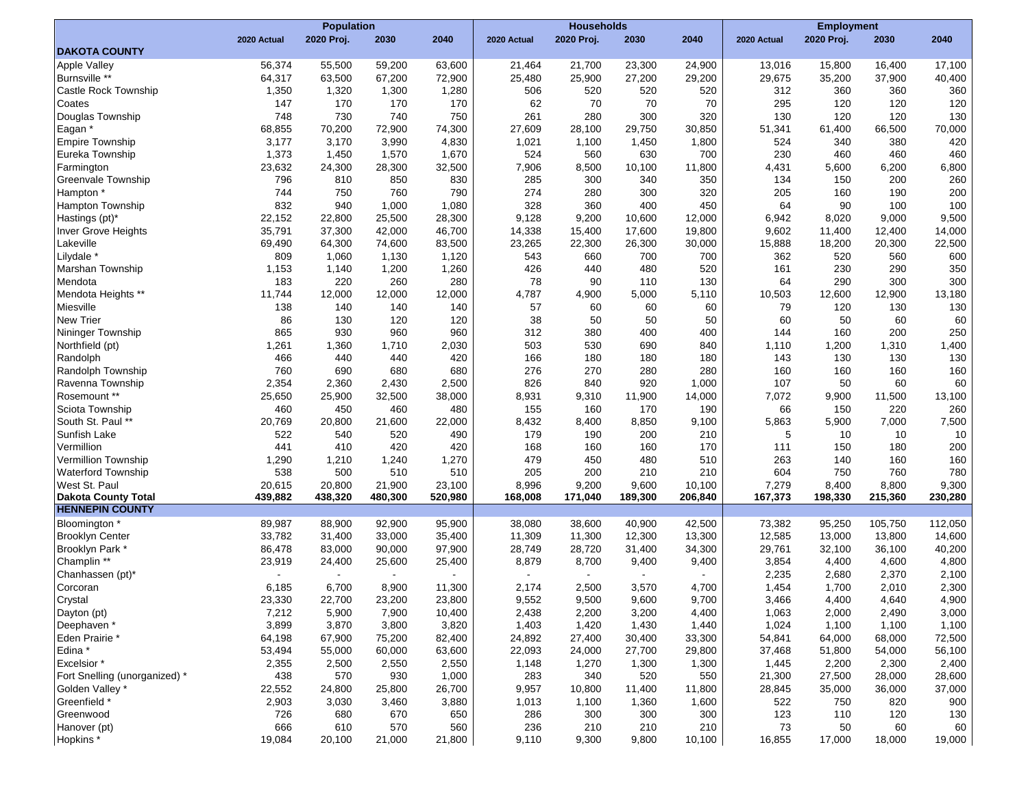| | Population | | | | Households | | | | Employment | | | |
|---|---|---|---|---|---|---|---|---|---|---|---|---|
| | 2020 Actual | 2020 Proj. | 2030 | 2040 | 2020 Actual | 2020 Proj. | 2030 | 2040 | 2020 Actual | 2020 Proj. | 2030 | 2040 |
| **DAKOTA COUNTY** | | | | | | | | | | | | |
| Apple Valley | 56,374 | 55,500 | 59,200 | 63,600 | 21,464 | 21,700 | 23,300 | 24,900 | 13,016 | 15,800 | 16,400 | 17,100 |
| Burnsville ** | 64,317 | 63,500 | 67,200 | 72,900 | 25,480 | 25,900 | 27,200 | 29,200 | 29,675 | 35,200 | 37,900 | 40,400 |
| Castle Rock Township | 1,350 | 1,320 | 1,300 | 1,280 | 506 | 520 | 520 | 520 | 312 | 360 | 360 | 360 |
| Coates | 147 | 170 | 170 | 170 | 62 | 70 | 70 | 70 | 295 | 120 | 120 | 120 |
| Douglas Township | 748 | 730 | 740 | 750 | 261 | 280 | 300 | 320 | 130 | 120 | 120 | 130 |
| Eagan * | 68,855 | 70,200 | 72,900 | 74,300 | 27,609 | 28,100 | 29,750 | 30,850 | 51,341 | 61,400 | 66,500 | 70,000 |
| Empire Township | 3,177 | 3,170 | 3,990 | 4,830 | 1,021 | 1,100 | 1,450 | 1,800 | 524 | 340 | 380 | 420 |
| Eureka Township | 1,373 | 1,450 | 1,570 | 1,670 | 524 | 560 | 630 | 700 | 230 | 460 | 460 | 460 |
| Farmington | 23,632 | 24,300 | 28,300 | 32,500 | 7,906 | 8,500 | 10,100 | 11,800 | 4,431 | 5,600 | 6,200 | 6,800 |
| Greenvale Township | 796 | 810 | 850 | 830 | 285 | 300 | 340 | 350 | 134 | 150 | 200 | 260 |
| Hampton * | 744 | 750 | 760 | 790 | 274 | 280 | 300 | 320 | 205 | 160 | 190 | 200 |
| Hampton Township | 832 | 940 | 1,000 | 1,080 | 328 | 360 | 400 | 450 | 64 | 90 | 100 | 100 |
| Hastings (pt)* | 22,152 | 22,800 | 25,500 | 28,300 | 9,128 | 9,200 | 10,600 | 12,000 | 6,942 | 8,020 | 9,000 | 9,500 |
| Inver Grove Heights | 35,791 | 37,300 | 42,000 | 46,700 | 14,338 | 15,400 | 17,600 | 19,800 | 9,602 | 11,400 | 12,400 | 14,000 |
| Lakeville | 69,490 | 64,300 | 74,600 | 83,500 | 23,265 | 22,300 | 26,300 | 30,000 | 15,888 | 18,200 | 20,300 | 22,500 |
| Lilydale * | 809 | 1,060 | 1,130 | 1,120 | 543 | 660 | 700 | 700 | 362 | 520 | 560 | 600 |
| Marshan Township | 1,153 | 1,140 | 1,200 | 1,260 | 426 | 440 | 480 | 520 | 161 | 230 | 290 | 350 |
| Mendota | 183 | 220 | 260 | 280 | 78 | 90 | 110 | 130 | 64 | 290 | 300 | 300 |
| Mendota Heights ** | 11,744 | 12,000 | 12,000 | 12,000 | 4,787 | 4,900 | 5,000 | 5,110 | 10,503 | 12,600 | 12,900 | 13,180 |
| Miesville | 138 | 140 | 140 | 140 | 57 | 60 | 60 | 60 | 79 | 120 | 130 | 130 |
| New Trier | 86 | 130 | 120 | 120 | 38 | 50 | 50 | 50 | 60 | 50 | 60 | 60 |
| Nininger Township | 865 | 930 | 960 | 960 | 312 | 380 | 400 | 400 | 144 | 160 | 200 | 250 |
| Northfield (pt) | 1,261 | 1,360 | 1,710 | 2,030 | 503 | 530 | 690 | 840 | 1,110 | 1,200 | 1,310 | 1,400 |
| Randolph | 466 | 440 | 440 | 420 | 166 | 180 | 180 | 180 | 143 | 130 | 130 | 130 |
| Randolph Township | 760 | 690 | 680 | 680 | 276 | 270 | 280 | 280 | 160 | 160 | 160 | 160 |
| Ravenna Township | 2,354 | 2,360 | 2,430 | 2,500 | 826 | 840 | 920 | 1,000 | 107 | 50 | 60 | 60 |
| Rosemount ** | 25,650 | 25,900 | 32,500 | 38,000 | 8,931 | 9,310 | 11,900 | 14,000 | 7,072 | 9,900 | 11,500 | 13,100 |
| Sciota Township | 460 | 450 | 460 | 480 | 155 | 160 | 170 | 190 | 66 | 150 | 220 | 260 |
| South St. Paul ** | 20,769 | 20,800 | 21,600 | 22,000 | 8,432 | 8,400 | 8,850 | 9,100 | 5,863 | 5,900 | 7,000 | 7,500 |
| Sunfish Lake | 522 | 540 | 520 | 490 | 179 | 190 | 200 | 210 | 5 | 10 | 10 | 10 |
| Vermillion | 441 | 410 | 420 | 420 | 168 | 160 | 160 | 170 | 111 | 150 | 180 | 200 |
| Vermillion Township | 1,290 | 1,210 | 1,240 | 1,270 | 479 | 450 | 480 | 510 | 263 | 140 | 160 | 160 |
| Waterford Township | 538 | 500 | 510 | 510 | 205 | 200 | 210 | 210 | 604 | 750 | 760 | 780 |
| West St. Paul | 20,615 | 20,800 | 21,900 | 23,100 | 8,996 | 9,200 | 9,600 | 10,100 | 7,279 | 8,400 | 8,800 | 9,300 |
| **Dakota County Total** | **439,882** | **438,320** | **480,300** | **520,980** | **168,008** | **171,040** | **189,300** | **206,840** | **167,373** | **198,330** | **215,360** | **230,280** |
| **HENNEPIN COUNTY** | | | | | | | | | | | | |
| Bloomington * | 89,987 | 88,900 | 92,900 | 95,900 | 38,080 | 38,600 | 40,900 | 42,500 | 73,382 | 95,250 | 105,750 | 112,050 |
| Brooklyn Center | 33,782 | 31,400 | 33,000 | 35,400 | 11,309 | 11,300 | 12,300 | 13,300 | 12,585 | 13,000 | 13,800 | 14,600 |
| Brooklyn Park * | 86,478 | 83,000 | 90,000 | 97,900 | 28,749 | 28,720 | 31,400 | 34,300 | 29,761 | 32,100 | 36,100 | 40,200 |
| Champlin ** | 23,919 | 24,400 | 25,600 | 25,400 | 8,879 | 8,700 | 9,400 | 9,400 | 3,854 | 4,400 | 4,600 | 4,800 |
| Chanhassen (pt)* | - | - | - | - | - | - | - | - | 2,235 | 2,680 | 2,370 | 2,100 |
| Corcoran | 6,185 | 6,700 | 8,900 | 11,300 | 2,174 | 2,500 | 3,570 | 4,700 | 1,454 | 1,700 | 2,010 | 2,300 |
| Crystal | 23,330 | 22,700 | 23,200 | 23,800 | 9,552 | 9,500 | 9,600 | 9,700 | 3,466 | 4,400 | 4,640 | 4,900 |
| Dayton (pt) | 7,212 | 5,900 | 7,900 | 10,400 | 2,438 | 2,200 | 3,200 | 4,400 | 1,063 | 2,000 | 2,490 | 3,000 |
| Deephaven * | 3,899 | 3,870 | 3,800 | 3,820 | 1,403 | 1,420 | 1,430 | 1,440 | 1,024 | 1,100 | 1,100 | 1,100 |
| Eden Prairie * | 64,198 | 67,900 | 75,200 | 82,400 | 24,892 | 27,400 | 30,400 | 33,300 | 54,841 | 64,000 | 68,000 | 72,500 |
| Edina * | 53,494 | 55,000 | 60,000 | 63,600 | 22,093 | 24,000 | 27,700 | 29,800 | 37,468 | 51,800 | 54,000 | 56,100 |
| Excelsior * | 2,355 | 2,500 | 2,550 | 2,550 | 1,148 | 1,270 | 1,300 | 1,300 | 1,445 | 2,200 | 2,300 | 2,400 |
| Fort Snelling (unorganized) * | 438 | 570 | 930 | 1,000 | 283 | 340 | 520 | 550 | 21,300 | 27,500 | 28,000 | 28,600 |
| Golden Valley * | 22,552 | 24,800 | 25,800 | 26,700 | 9,957 | 10,800 | 11,400 | 11,800 | 28,845 | 35,000 | 36,000 | 37,000 |
| Greenfield * | 2,903 | 3,030 | 3,460 | 3,880 | 1,013 | 1,100 | 1,360 | 1,600 | 522 | 750 | 820 | 900 |
| Greenwood | 726 | 680 | 670 | 650 | 286 | 300 | 300 | 300 | 123 | 110 | 120 | 130 |
| Hanover (pt) | 666 | 610 | 570 | 560 | 236 | 210 | 210 | 210 | 73 | 50 | 60 | 60 |
| Hopkins * | 19,084 | 20,100 | 21,000 | 21,800 | 9,110 | 9,300 | 9,800 | 10,100 | 16,855 | 17,000 | 18,000 | 19,000 |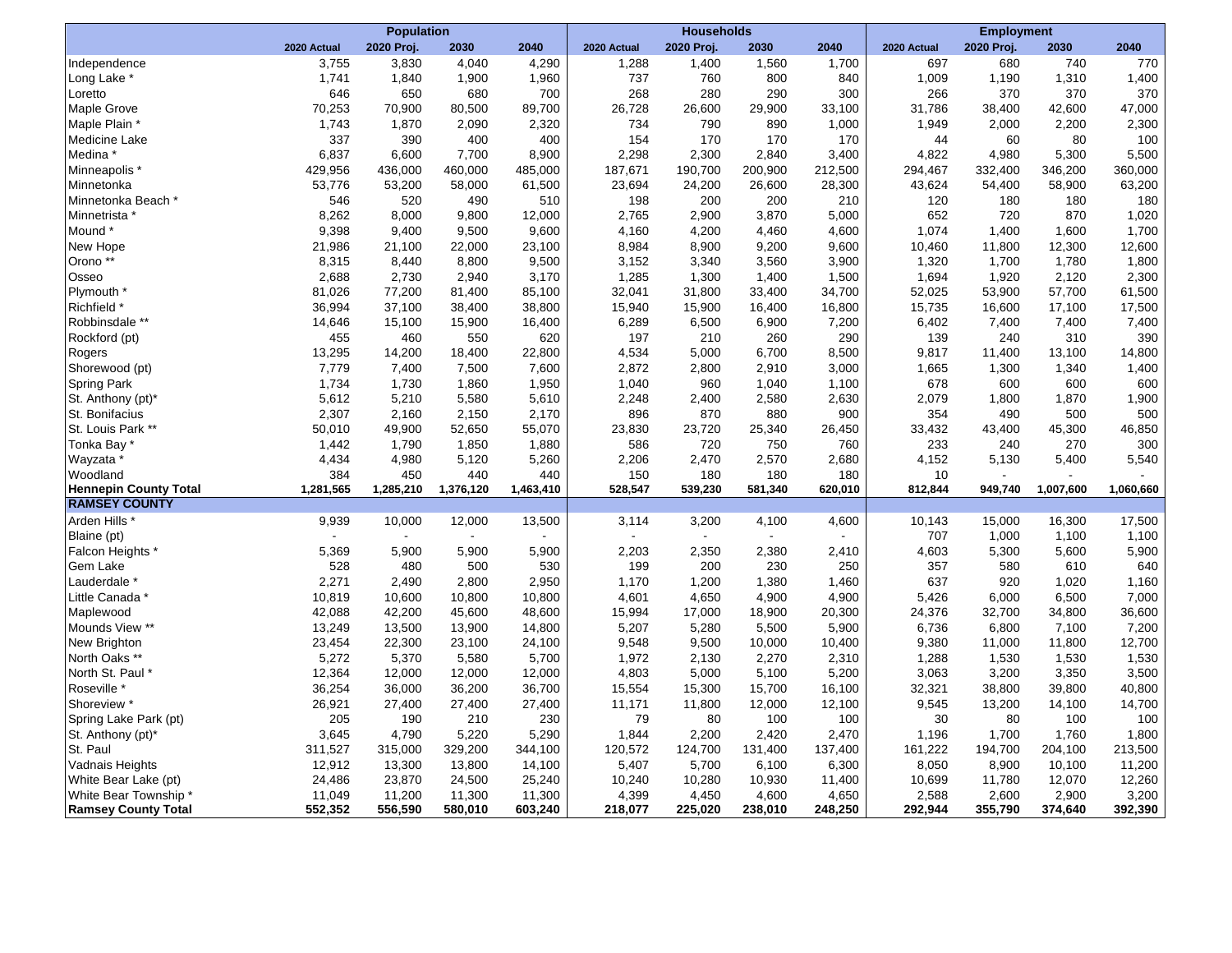| | Population | | | | Households | | | | Employment | | | |
|---|---|---|---|---|---|---|---|---|---|---|---|---|
| | 2020 Actual | 2020 Proj. | 2030 | 2040 | 2020 Actual | 2020 Proj. | 2030 | 2040 | 2020 Actual | 2020 Proj. | 2030 | 2040 |
| Independence | 3,755 | 3,830 | 4,040 | 4,290 | 1,288 | 1,400 | 1,560 | 1,700 | 697 | 680 | 740 | 770 |
| Long Lake * | 1,741 | 1,840 | 1,900 | 1,960 | 737 | 760 | 800 | 840 | 1,009 | 1,190 | 1,310 | 1,400 |
| Loretto | 646 | 650 | 680 | 700 | 268 | 280 | 290 | 300 | 266 | 370 | 370 | 370 |
| Maple Grove | 70,253 | 70,900 | 80,500 | 89,700 | 26,728 | 26,600 | 29,900 | 33,100 | 31,786 | 38,400 | 42,600 | 47,000 |
| Maple Plain * | 1,743 | 1,870 | 2,090 | 2,320 | 734 | 790 | 890 | 1,000 | 1,949 | 2,000 | 2,200 | 2,300 |
| Medicine Lake | 337 | 390 | 400 | 400 | 154 | 170 | 170 | 170 | 44 | 60 | 80 | 100 |
| Medina * | 6,837 | 6,600 | 7,700 | 8,900 | 2,298 | 2,300 | 2,840 | 3,400 | 4,822 | 4,980 | 5,300 | 5,500 |
| Minneapolis * | 429,956 | 436,000 | 460,000 | 485,000 | 187,671 | 190,700 | 200,900 | 212,500 | 294,467 | 332,400 | 346,200 | 360,000 |
| Minnetonka | 53,776 | 53,200 | 58,000 | 61,500 | 23,694 | 24,200 | 26,600 | 28,300 | 43,624 | 54,400 | 58,900 | 63,200 |
| Minnetonka Beach * | 546 | 520 | 490 | 510 | 198 | 200 | 200 | 210 | 120 | 180 | 180 | 180 |
| Minnetrista * | 8,262 | 8,000 | 9,800 | 12,000 | 2,765 | 2,900 | 3,870 | 5,000 | 652 | 720 | 870 | 1,020 |
| Mound * | 9,398 | 9,400 | 9,500 | 9,600 | 4,160 | 4,200 | 4,460 | 4,600 | 1,074 | 1,400 | 1,600 | 1,700 |
| New Hope | 21,986 | 21,100 | 22,000 | 23,100 | 8,984 | 8,900 | 9,200 | 9,600 | 10,460 | 11,800 | 12,300 | 12,600 |
| Orono ** | 8,315 | 8,440 | 8,800 | 9,500 | 3,152 | 3,340 | 3,560 | 3,900 | 1,320 | 1,700 | 1,780 | 1,800 |
| Osseo | 2,688 | 2,730 | 2,940 | 3,170 | 1,285 | 1,300 | 1,400 | 1,500 | 1,694 | 1,920 | 2,120 | 2,300 |
| Plymouth * | 81,026 | 77,200 | 81,400 | 85,100 | 32,041 | 31,800 | 33,400 | 34,700 | 52,025 | 53,900 | 57,700 | 61,500 |
| Richfield * | 36,994 | 37,100 | 38,400 | 38,800 | 15,940 | 15,900 | 16,400 | 16,800 | 15,735 | 16,600 | 17,100 | 17,500 |
| Robbinsdale ** | 14,646 | 15,100 | 15,900 | 16,400 | 6,289 | 6,500 | 6,900 | 7,200 | 6,402 | 7,400 | 7,400 | 7,400 |
| Rockford (pt) | 455 | 460 | 550 | 620 | 197 | 210 | 260 | 290 | 139 | 240 | 310 | 390 |
| Rogers | 13,295 | 14,200 | 18,400 | 22,800 | 4,534 | 5,000 | 6,700 | 8,500 | 9,817 | 11,400 | 13,100 | 14,800 |
| Shorewood (pt) | 7,779 | 7,400 | 7,500 | 7,600 | 2,872 | 2,800 | 2,910 | 3,000 | 1,665 | 1,300 | 1,340 | 1,400 |
| Spring Park | 1,734 | 1,730 | 1,860 | 1,950 | 1,040 | 960 | 1,040 | 1,100 | 678 | 600 | 600 | 600 |
| St. Anthony (pt)* | 5,612 | 5,210 | 5,580 | 5,610 | 2,248 | 2,400 | 2,580 | 2,630 | 2,079 | 1,800 | 1,870 | 1,900 |
| St. Bonifacius | 2,307 | 2,160 | 2,150 | 2,170 | 896 | 870 | 880 | 900 | 354 | 490 | 500 | 500 |
| St. Louis Park ** | 50,010 | 49,900 | 52,650 | 55,070 | 23,830 | 23,720 | 25,340 | 26,450 | 33,432 | 43,400 | 45,300 | 46,850 |
| Tonka Bay * | 1,442 | 1,790 | 1,850 | 1,880 | 586 | 720 | 750 | 760 | 233 | 240 | 270 | 300 |
| Wayzata * | 4,434 | 4,980 | 5,120 | 5,260 | 2,206 | 2,470 | 2,570 | 2,680 | 4,152 | 5,130 | 5,400 | 5,540 |
| Woodland | 384 | 450 | 440 | 440 | 150 | 180 | 180 | 180 | 10 | - | - | - |
| **Hennepin County Total** | **1,281,565** | **1,285,210** | **1,376,120** | **1,463,410** | **528,547** | **539,230** | **581,340** | **620,010** | **812,844** | **949,740** | **1,007,600** | **1,060,660** |
| **RAMSEY COUNTY** | | | | | | | | | | | | |
| Arden Hills * | 9,939 | 10,000 | 12,000 | 13,500 | 3,114 | 3,200 | 4,100 | 4,600 | 10,143 | 15,000 | 16,300 | 17,500 |
| Blaine (pt) | - | - | - | - | - | - | - | - | 707 | 1,000 | 1,100 | 1,100 |
| Falcon Heights * | 5,369 | 5,900 | 5,900 | 5,900 | 2,203 | 2,350 | 2,380 | 2,410 | 4,603 | 5,300 | 5,600 | 5,900 |
| Gem Lake | 528 | 480 | 500 | 530 | 199 | 200 | 230 | 250 | 357 | 580 | 610 | 640 |
| Lauderdale * | 2,271 | 2,490 | 2,800 | 2,950 | 1,170 | 1,200 | 1,380 | 1,460 | 637 | 920 | 1,020 | 1,160 |
| Little Canada * | 10,819 | 10,600 | 10,800 | 10,800 | 4,601 | 4,650 | 4,900 | 4,900 | 5,426 | 6,000 | 6,500 | 7,000 |
| Maplewood | 42,088 | 42,200 | 45,600 | 48,600 | 15,994 | 17,000 | 18,900 | 20,300 | 24,376 | 32,700 | 34,800 | 36,600 |
| Mounds View ** | 13,249 | 13,500 | 13,900 | 14,800 | 5,207 | 5,280 | 5,500 | 5,900 | 6,736 | 6,800 | 7,100 | 7,200 |
| New Brighton | 23,454 | 22,300 | 23,100 | 24,100 | 9,548 | 9,500 | 10,000 | 10,400 | 9,380 | 11,000 | 11,800 | 12,700 |
| North Oaks ** | 5,272 | 5,370 | 5,580 | 5,700 | 1,972 | 2,130 | 2,270 | 2,310 | 1,288 | 1,530 | 1,530 | 1,530 |
| North St. Paul * | 12,364 | 12,000 | 12,000 | 12,000 | 4,803 | 5,000 | 5,100 | 5,200 | 3,063 | 3,200 | 3,350 | 3,500 |
| Roseville * | 36,254 | 36,000 | 36,200 | 36,700 | 15,554 | 15,300 | 15,700 | 16,100 | 32,321 | 38,800 | 39,800 | 40,800 |
| Shoreview * | 26,921 | 27,400 | 27,400 | 27,400 | 11,171 | 11,800 | 12,000 | 12,100 | 9,545 | 13,200 | 14,100 | 14,700 |
| Spring Lake Park (pt) | 205 | 190 | 210 | 230 | 79 | 80 | 100 | 100 | 30 | 80 | 100 | 100 |
| St. Anthony (pt)* | 3,645 | 4,790 | 5,220 | 5,290 | 1,844 | 2,200 | 2,420 | 2,470 | 1,196 | 1,700 | 1,760 | 1,800 |
| St. Paul | 311,527 | 315,000 | 329,200 | 344,100 | 120,572 | 124,700 | 131,400 | 137,400 | 161,222 | 194,700 | 204,100 | 213,500 |
| Vadnais Heights | 12,912 | 13,300 | 13,800 | 14,100 | 5,407 | 5,700 | 6,100 | 6,300 | 8,050 | 8,900 | 10,100 | 11,200 |
| White Bear Lake (pt) | 24,486 | 23,870 | 24,500 | 25,240 | 10,240 | 10,280 | 10,930 | 11,400 | 10,699 | 11,780 | 12,070 | 12,260 |
| White Bear Township * | 11,049 | 11,200 | 11,300 | 11,300 | 4,399 | 4,450 | 4,600 | 4,650 | 2,588 | 2,600 | 2,900 | 3,200 |
| **Ramsey County Total** | **552,352** | **556,590** | **580,010** | **603,240** | **218,077** | **225,020** | **238,010** | **248,250** | **292,944** | **355,790** | **374,640** | **392,390** |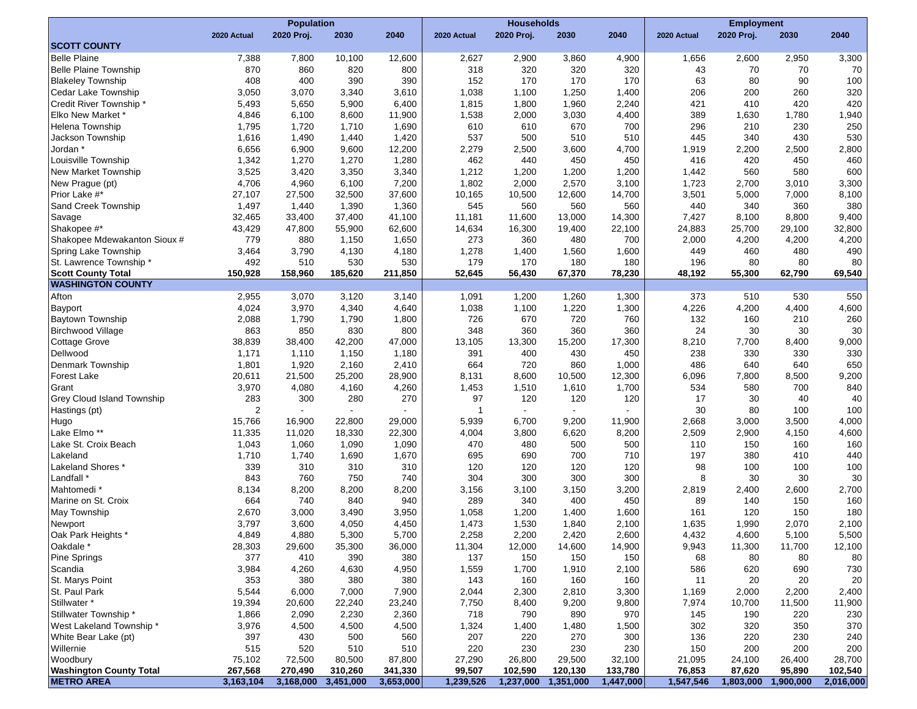| | Population | | | | Households | | | | Employment | | | |
|---|---|---|---|---|---|---|---|---|---|---|---|---|
| | 2020 Actual | 2020 Proj. | 2030 | 2040 | 2020 Actual | 2020 Proj. | 2030 | 2040 | 2020 Actual | 2020 Proj. | 2030 | 2040 |
| **SCOTT COUNTY** | | | | | | | | | | | | |
| Belle Plaine | 7,388 | 7,800 | 10,100 | 12,600 | 2,627 | 2,900 | 3,860 | 4,900 | 1,656 | 2,600 | 2,950 | 3,300 |
| Belle Plaine Township | 870 | 860 | 820 | 800 | 318 | 320 | 320 | 320 | 43 | 70 | 70 | 70 |
| Blakeley Township | 408 | 400 | 390 | 390 | 152 | 170 | 170 | 170 | 63 | 80 | 90 | 100 |
| Cedar Lake Township | 3,050 | 3,070 | 3,340 | 3,610 | 1,038 | 1,100 | 1,250 | 1,400 | 206 | 200 | 260 | 320 |
| Credit River Township * | 5,493 | 5,650 | 5,900 | 6,400 | 1,815 | 1,800 | 1,960 | 2,240 | 421 | 410 | 420 | 420 |
| Elko New Market * | 4,846 | 6,100 | 8,600 | 11,900 | 1,538 | 2,000 | 3,030 | 4,400 | 389 | 1,630 | 1,780 | 1,940 |
| Helena Township | 1,795 | 1,720 | 1,710 | 1,690 | 610 | 610 | 670 | 700 | 296 | 210 | 230 | 250 |
| Jackson Township | 1,616 | 1,490 | 1,440 | 1,420 | 537 | 500 | 510 | 510 | 445 | 340 | 430 | 530 |
| Jordan * | 6,656 | 6,900 | 9,600 | 12,200 | 2,279 | 2,500 | 3,600 | 4,700 | 1,919 | 2,200 | 2,500 | 2,800 |
| Louisville Township | 1,342 | 1,270 | 1,270 | 1,280 | 462 | 440 | 450 | 450 | 416 | 420 | 450 | 460 |
| New Market Township | 3,525 | 3,420 | 3,350 | 3,340 | 1,212 | 1,200 | 1,200 | 1,200 | 1,442 | 560 | 580 | 600 |
| New Prague (pt) | 4,706 | 4,960 | 6,100 | 7,200 | 1,802 | 2,000 | 2,570 | 3,100 | 1,723 | 2,700 | 3,010 | 3,300 |
| Prior Lake #* | 27,107 | 27,500 | 32,500 | 37,600 | 10,165 | 10,500 | 12,600 | 14,700 | 3,501 | 5,000 | 7,000 | 8,100 |
| Sand Creek Township | 1,497 | 1,440 | 1,390 | 1,360 | 545 | 560 | 560 | 560 | 440 | 340 | 360 | 380 |
| Savage | 32,465 | 33,400 | 37,400 | 41,100 | 11,181 | 11,600 | 13,000 | 14,300 | 7,427 | 8,100 | 8,800 | 9,400 |
| Shakopee #* | 43,429 | 47,800 | 55,900 | 62,600 | 14,634 | 16,300 | 19,400 | 22,100 | 24,883 | 25,700 | 29,100 | 32,800 |
| Shakopee Mdewakanton Sioux # | 779 | 880 | 1,150 | 1,650 | 273 | 360 | 480 | 700 | 2,000 | 4,200 | 4,200 | 4,200 |
| Spring Lake Township | 3,464 | 3,790 | 4,130 | 4,180 | 1,278 | 1,400 | 1,560 | 1,600 | 449 | 460 | 480 | 490 |
| St. Lawrence Township * | 492 | 510 | 530 | 530 | 179 | 170 | 180 | 180 | 196 | 80 | 80 | 80 |
| **Scott County Total** | **150,928** | **158,960** | **185,620** | **211,850** | **52,645** | **56,430** | **67,370** | **78,230** | **48,192** | **55,300** | **62,790** | **69,540** |
| **WASHINGTON COUNTY** | | | | | | | | | | | | |
| Afton | 2,955 | 3,070 | 3,120 | 3,140 | 1,091 | 1,200 | 1,260 | 1,300 | 373 | 510 | 530 | 550 |
| Bayport | 4,024 | 3,970 | 4,340 | 4,640 | 1,038 | 1,100 | 1,220 | 1,300 | 4,226 | 4,200 | 4,400 | 4,600 |
| Baytown Township | 2,088 | 1,790 | 1,790 | 1,800 | 726 | 670 | 720 | 760 | 132 | 160 | 210 | 260 |
| Birchwood Village | 863 | 850 | 830 | 800 | 348 | 360 | 360 | 360 | 24 | 30 | 30 | 30 |
| Cottage Grove | 38,839 | 38,400 | 42,200 | 47,000 | 13,105 | 13,300 | 15,200 | 17,300 | 8,210 | 7,700 | 8,400 | 9,000 |
| Dellwood | 1,171 | 1,110 | 1,150 | 1,180 | 391 | 400 | 430 | 450 | 238 | 330 | 330 | 330 |
| Denmark Township | 1,801 | 1,920 | 2,160 | 2,410 | 664 | 720 | 860 | 1,000 | 486 | 640 | 640 | 650 |
| Forest Lake | 20,611 | 21,500 | 25,200 | 28,900 | 8,131 | 8,600 | 10,500 | 12,300 | 6,096 | 7,800 | 8,500 | 9,200 |
| Grant | 3,970 | 4,080 | 4,160 | 4,260 | 1,453 | 1,510 | 1,610 | 1,700 | 534 | 580 | 700 | 840 |
| Grey Cloud Island Township | 283 | 300 | 280 | 270 | 97 | 120 | 120 | 120 | 17 | 30 | 40 | 40 |
| Hastings (pt) | 2 | - | - | - | 1 | - | - | - | 30 | 80 | 100 | 100 |
| Hugo | 15,766 | 16,900 | 22,800 | 29,000 | 5,939 | 6,700 | 9,200 | 11,900 | 2,668 | 3,000 | 3,500 | 4,000 |
| Lake Elmo ** | 11,335 | 11,020 | 18,330 | 22,300 | 4,004 | 3,800 | 6,620 | 8,200 | 2,509 | 2,900 | 4,150 | 4,600 |
| Lake St. Croix Beach | 1,043 | 1,060 | 1,090 | 1,090 | 470 | 480 | 500 | 500 | 110 | 150 | 160 | 160 |
| Lakeland | 1,710 | 1,740 | 1,690 | 1,670 | 695 | 690 | 700 | 710 | 197 | 380 | 410 | 440 |
| Lakeland Shores * | 339 | 310 | 310 | 310 | 120 | 120 | 120 | 120 | 98 | 100 | 100 | 100 |
| Landfall * | 843 | 760 | 750 | 740 | 304 | 300 | 300 | 300 | 8 | 30 | 30 | 30 |
| Mahtomedi * | 8,134 | 8,200 | 8,200 | 8,200 | 3,156 | 3,100 | 3,150 | 3,200 | 2,819 | 2,400 | 2,600 | 2,700 |
| Marine on St. Croix | 664 | 740 | 840 | 940 | 289 | 340 | 400 | 450 | 89 | 140 | 150 | 160 |
| May Township | 2,670 | 3,000 | 3,490 | 3,950 | 1,058 | 1,200 | 1,400 | 1,600 | 161 | 120 | 150 | 180 |
| Newport | 3,797 | 3,600 | 4,050 | 4,450 | 1,473 | 1,530 | 1,840 | 2,100 | 1,635 | 1,990 | 2,070 | 2,100 |
| Oak Park Heights * | 4,849 | 4,880 | 5,300 | 5,700 | 2,258 | 2,200 | 2,420 | 2,600 | 4,432 | 4,600 | 5,100 | 5,500 |
| Oakdale * | 28,303 | 29,600 | 35,300 | 36,000 | 11,304 | 12,000 | 14,600 | 14,900 | 9,943 | 11,300 | 11,700 | 12,100 |
| Pine Springs | 377 | 410 | 390 | 380 | 137 | 150 | 150 | 150 | 68 | 80 | 80 | 80 |
| Scandia | 3,984 | 4,260 | 4,630 | 4,950 | 1,559 | 1,700 | 1,910 | 2,100 | 586 | 620 | 690 | 730 |
| St. Marys Point | 353 | 380 | 380 | 380 | 143 | 160 | 160 | 160 | 11 | 20 | 20 | 20 |
| St. Paul Park | 5,544 | 6,000 | 7,000 | 7,900 | 2,044 | 2,300 | 2,810 | 3,300 | 1,169 | 2,000 | 2,200 | 2,400 |
| Stillwater * | 19,394 | 20,600 | 22,240 | 23,240 | 7,750 | 8,400 | 9,200 | 9,800 | 7,974 | 10,700 | 11,500 | 11,900 |
| Stillwater Township * | 1,866 | 2,090 | 2,230 | 2,360 | 718 | 790 | 890 | 970 | 145 | 190 | 220 | 230 |
| West Lakeland Township * | 3,976 | 4,500 | 4,500 | 4,500 | 1,324 | 1,400 | 1,480 | 1,500 | 302 | 320 | 350 | 370 |
| White Bear Lake (pt) | 397 | 430 | 500 | 560 | 207 | 220 | 270 | 300 | 136 | 220 | 230 | 240 |
| Willernie | 515 | 520 | 510 | 510 | 220 | 230 | 230 | 230 | 150 | 200 | 200 | 200 |
| Woodbury | 75,102 | 72,500 | 80,500 | 87,800 | 27,290 | 26,800 | 29,500 | 32,100 | 21,095 | 24,100 | 26,400 | 28,700 |
| **Washington County Total** | **267,568** | **270,490** | **310,260** | **341,330** | **99,507** | **102,590** | **120,130** | **133,780** | **76,853** | **87,620** | **95,890** | **102,540** |
| **METRO AREA** | **3,163,104** | **3,168,000** | **3,451,000** | **3,653,000** | **1,239,526** | **1,237,000** | **1,351,000** | **1,447,000** | **1,547,546** | **1,803,000** | **1,900,000** | **2,016,000** |